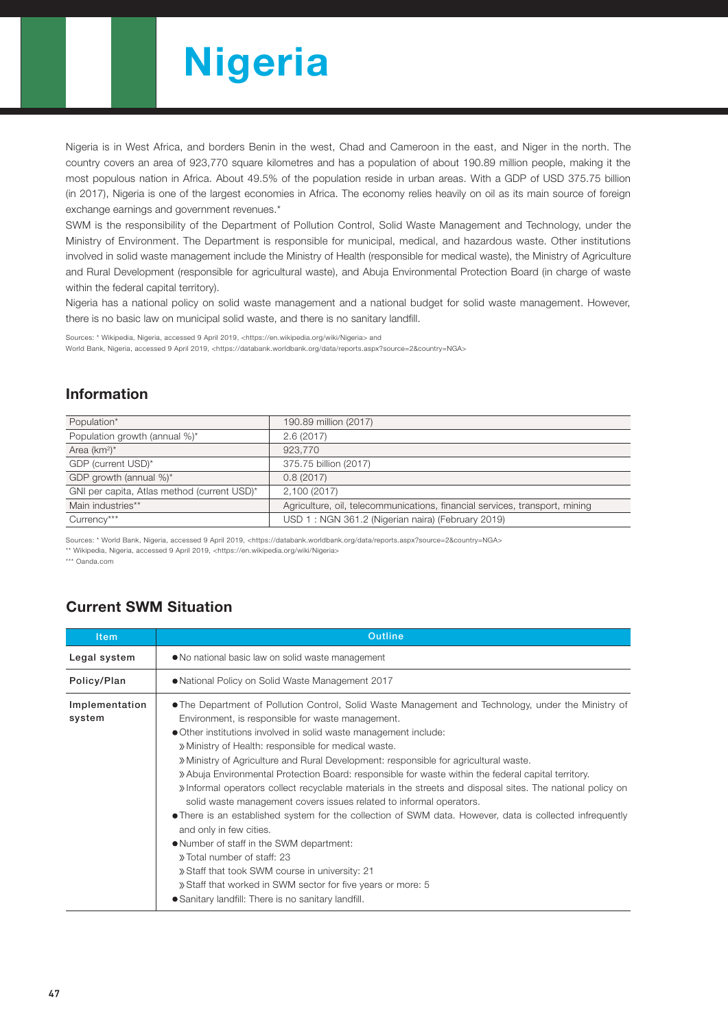# Nigeria

Nigeria is in West Africa, and borders Benin in the west, Chad and Cameroon in the east, and Niger in the north. The country covers an area of 923,770 square kilometres and has a population of about 190.89 million people, making it the most populous nation in Africa. About 49.5% of the population reside in urban areas. With a GDP of USD 375.75 billion (in 2017), Nigeria is one of the largest economies in Africa. The economy relies heavily on oil as its main source of foreign exchange earnings and government revenues.*

SWM is the responsibility of the Department of Pollution Control, Solid Waste Management and Technology, under the Ministry of Environment. The Department is responsible for municipal, medical, and hazardous waste. Other institutions involved in solid waste management include the Ministry of Health (responsible for medical waste), the Ministry of Agriculture and Rural Development (responsible for agricultural waste), and Abuja Environmental Protection Board (in charge of waste within the federal capital territory).

Nigeria has a national policy on solid waste management and a national budget for solid waste management. However, there is no basic law on municipal solid waste, and there is no sanitary landfill.

Sources: * Wikipedia, Nigeria, accessed 9 April 2019, <https://en.wikipedia.org/wiki/Nigeria> and
World Bank, Nigeria, accessed 9 April 2019, <https://databank.worldbank.org/data/reports.aspx?source=2&country=NGA>

## Information

| | |
|---|---|
| Population* | 190.89 million (2017) |
| Population growth (annual %)* | 2.6 (2017) |
| Area (km²)* | 923,770 |
| GDP (current USD)* | 375.75 billion (2017) |
| GDP growth (annual %)* | 0.8 (2017) |
| GNI per capita, Atlas method (current USD)* | 2,100 (2017) |
| Main industries** | Agriculture, oil, telecommunications, financial services, transport, mining |
| Currency*** | USD 1 : NGN 361.2 (Nigerian naira) (February 2019) |

Sources: * World Bank, Nigeria, accessed 9 April 2019, <https://databank.worldbank.org/data/reports.aspx?source=2&country=NGA>
** Wikipedia, Nigeria, accessed 9 April 2019, <https://en.wikipedia.org/wiki/Nigeria>
*** Oanda.com

## Current SWM Situation

| Item | Outline |
|---|---|
| **Legal system** | ● No national basic law on solid waste management |
| **Policy/Plan** | ● National Policy on Solid Waste Management 2017 |
| **Implementation system** | ● The Department of Pollution Control, Solid Waste Management and Technology, under the Ministry of Environment, is responsible for waste management.<br>● Other institutions involved in solid waste management include:<br>» Ministry of Health: responsible for medical waste.<br>» Ministry of Agriculture and Rural Development: responsible for agricultural waste.<br>» Abuja Environmental Protection Board: responsible for waste within the federal capital territory.<br>» Informal operators collect recyclable materials in the streets and disposal sites. The national policy on solid waste management covers issues related to informal operators.<br>● There is an established system for the collection of SWM data. However, data is collected infrequently and only in few cities.<br>● Number of staff in the SWM department:<br>» Total number of staff: 23<br>» Staff that took SWM course in university: 21<br>» Staff that worked in SWM sector for five years or more: 5<br>● Sanitary landfill: There is no sanitary landfill. |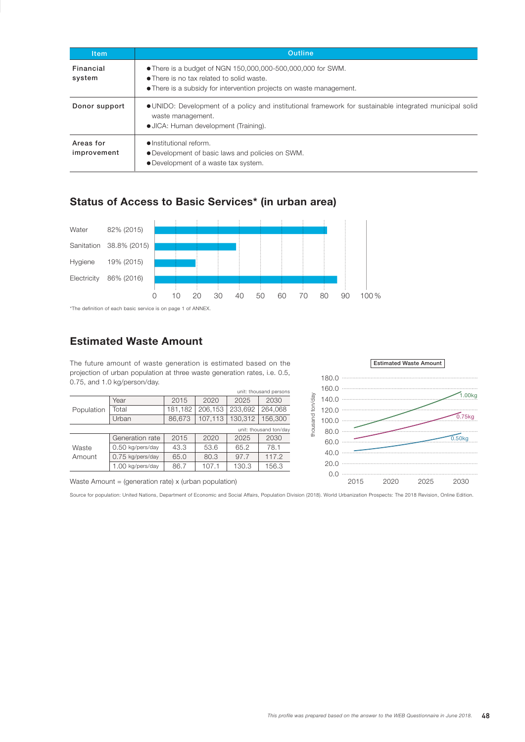| Item | Outline |
|---|---|
| Financial system | ● There is a budget of NGN 150,000,000-500,000,000 for SWM.<br>● There is no tax related to solid waste.<br>● There is a subsidy for intervention projects on waste management. |
| Donor support | ● UNIDO: Development of a policy and institutional framework for sustainable integrated municipal solid waste management.<br>● JICA: Human development (Training). |
| Areas for improvement | ● Institutional reform.<br>● Development of basic laws and policies on SWM.<br>● Development of a waste tax system. |

## Status of Access to Basic Services* (in urban area)

Water 82% (2015)
Sanitation 38.8% (2015)
Hygiene 19% (2015)
Electricity 86% (2016)

0 10 20 30 40 50 60 70 80 90 100 %

*The definition of each basic service is on page 1 of ANNEX.

## Estimated Waste Amount

The future amount of waste generation is estimated based on the projection of urban population at three waste generation rates, i.e. 0.5, 0.75, and 1.0 kg/person/day.

unit: thousand persons

| | Year | 2015 | 2020 | 2025 | 2030 |
|---|---|---|---|---|---|
| Population | Total | 181,182 | 206,153 | 233,692 | 264,068 |
| | Urban | 86,673 | 107,113 | 130,312 | 156,300 |

unit: thousand ton/day

| | Generation rate | 2015 | 2020 | 2025 | 2030 |
|---|---|---|---|---|---|
| Waste Amount | 0.50 kg/pers/day | 43.3 | 53.6 | 65.2 | 78.1 |
| | 0.75 kg/pers/day | 65.0 | 80.3 | 97.7 | 117.2 |
| | 1.00 kg/pers/day | 86.7 | 107.1 | 130.3 | 156.3 |

Waste Amount = (generation rate) x (urban population)

Estimated Waste Amount

thousand ton/day

180.0
160.0
140.0
120.0
100.0
80.0
60.0
40.0
20.0
0.0

2015 2020 2025 2030

1.00kg
0.75kg
0.50kg

Source for population: United Nations, Department of Economic and Social Affairs, Population Division (2018). World Urbanization Prospects: The 2018 Revision, Online Edition.

*This profile was prepared based on the answer to the WEB Questionnaire in June 2018.*